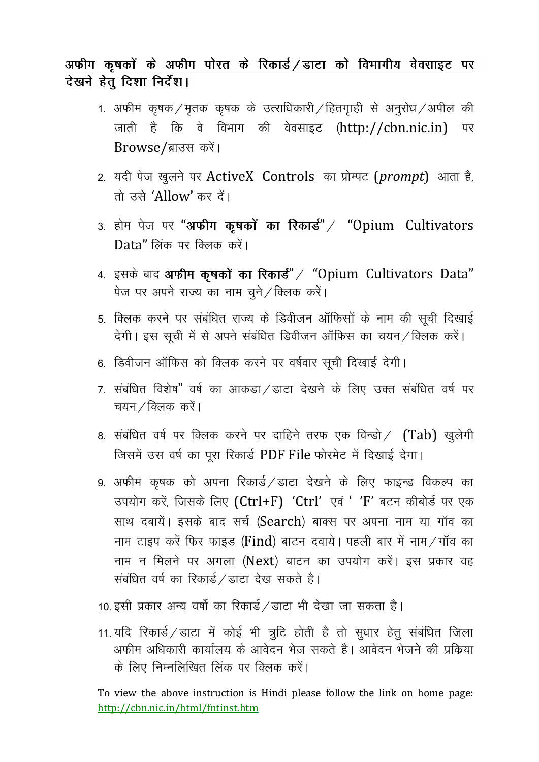**अफीम कृषकों के अफीम पोस्त के रिकार्ड/डाटा को विभागीय वेवसाइट पर देखने हेतु दिशा निर्देश।**

1. अफीम कृषक/मृतक कृषक के उत्ताधिकारी/हितगृाही से अनुरोध/अपील की जाती है कि वे विभाग की वेवसाइट (http://cbn.nic.in) पर Browse/ब्राउस करें।
2. यदी पेज खुलने पर ActiveX Controls का प्रोम्पट (*prompt*) आता है, तो उसे 'Allow' कर दें।
3. होम पेज पर "**अफीम कृषकों का रिकार्ड**"/ "Opium Cultivators Data" लिंक पर क्लिक करें।
4. इसके बाद **अफीम कृषकों का रिकार्ड**"/ "Opium Cultivators Data" पेज पर अपने राज्य का नाम चुने/क्लिक करें।
5. क्लिक करने पर संबंधित राज्य के डिवीजन ऑफिसों के नाम की सूची दिखाई देगी। इस सूची में से अपने संबंधित डिवीजन ऑफिस का चयन/क्लिक करें।
6. डिवीजन ऑफिस को क्लिक करने पर वर्षवार सूची दिखाई देगी।
7. संबंधित विशेष" वर्ष का आकडा/डाटा देखने के लिए उक्त संबंधित वर्ष पर चयन/क्लिक करें।
8. संबंधित वर्ष पर क्लिक करने पर दाहिने तरफ एक विन्डो/ (Tab) खुलेगी जिसमें उस वर्ष का पूरा रिकार्ड PDF File फोरमेट में दिखाई देगा।
9. अफीम कृषक को अपना रिकार्ड/डाटा देखने के लिए फाइन्ड विकल्प का उपयोग करें, जिसके लिए (Ctrl+F) 'Ctrl' एवं ' 'F' बटन कीबोर्ड पर एक साथ दबायें। इसके बाद सर्च (Search) बाक्स पर अपना नाम या गॉव का नाम टाइप करें फिर फाइड (Find) बाटन दवाये। पहली बार में नाम/गॉव का नाम न मिलने पर अगला (Next) बाटन का उपयोग करें। इस प्रकार वह संबंधित वर्ष का रिकार्ड/डाटा देख सकते है।
10. इसी प्रकार अन्य वर्षो का रिकार्ड/डाटा भी देखा जा सकता है।
11. यदि रिकार्ड/डाटा में कोई भी त्रुटि होती है तो सुधार हेतु संबंधित जिला अफीम अधिकारी कार्यालय के आवेदन भेज सकते है। आवेदन भेजने की प्रक्रिया के लिए निम्नलिखित लिंक पर क्लिक करें।

To view the above instruction is Hindi please follow the link on home page: http://cbn.nic.in/html/fntinst.htm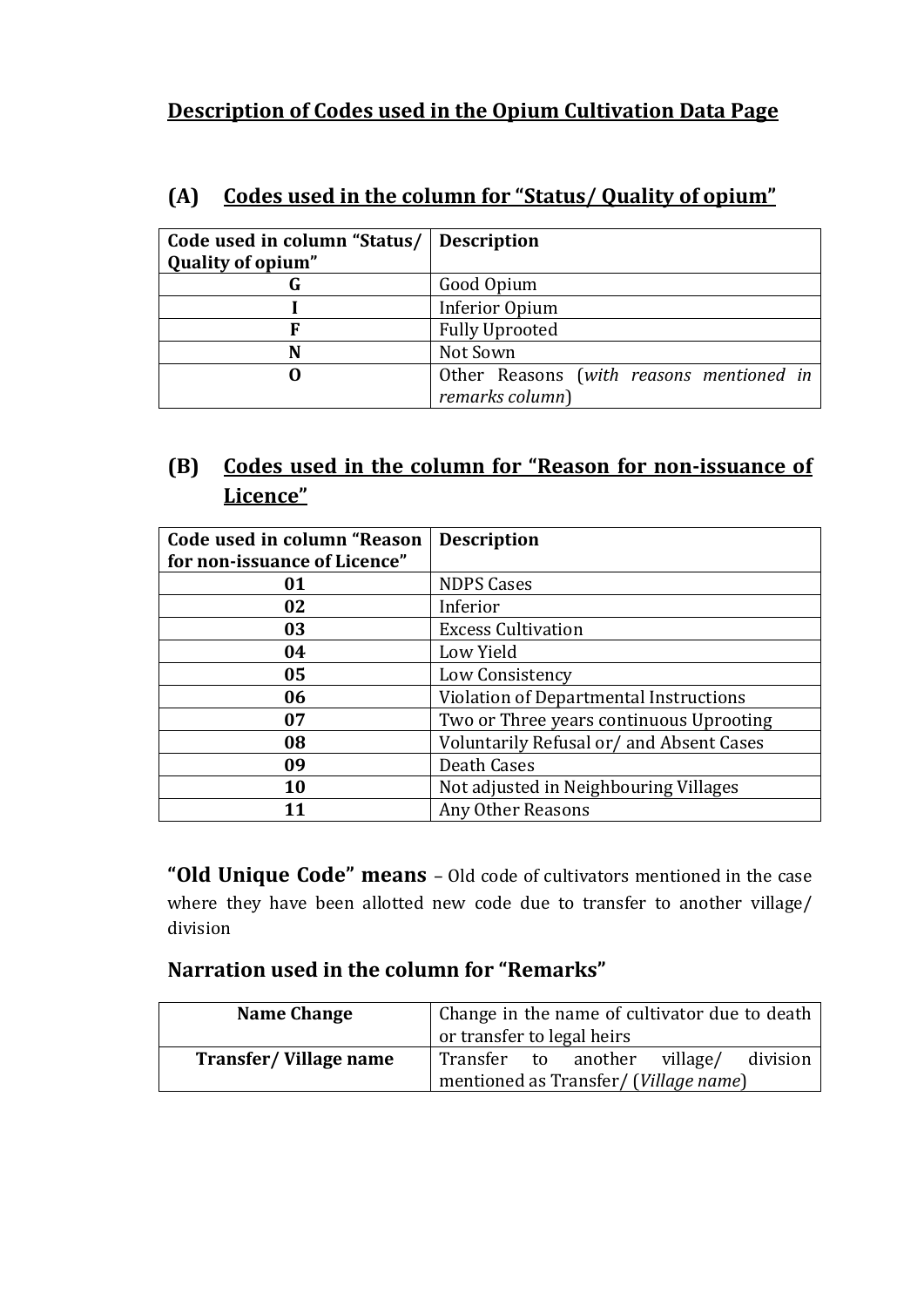## Description of Codes used in the Opium Cultivation Data Page

### (A) Codes used in the column for "Status/ Quality of opium"

| Code used in column "Status/ Quality of opium" | Description |
|---|---|
| G | Good Opium |
| I | Inferior Opium |
| F | Fully Uprooted |
| N | Not Sown |
| O | Other Reasons (*with reasons mentioned in remarks column*) |

### (B) Codes used in the column for "Reason for non-issuance of Licence"

| Code used in column "Reason for non-issuance of Licence" | Description |
|---|---|
| 01 | NDPS Cases |
| 02 | Inferior |
| 03 | Excess Cultivation |
| 04 | Low Yield |
| 05 | Low Consistency |
| 06 | Violation of Departmental Instructions |
| 07 | Two or Three years continuous Uprooting |
| 08 | Voluntarily Refusal or/ and Absent Cases |
| 09 | Death Cases |
| 10 | Not adjusted in Neighbouring Villages |
| 11 | Any Other Reasons |

**"Old Unique Code" means** – Old code of cultivators mentioned in the case where they have been allotted new code due to transfer to another village/ division

### Narration used in the column for "Remarks"

| | |
|---|---|
| **Name Change** | Change in the name of cultivator due to death or transfer to legal heirs |
| **Transfer/ Village name** | Transfer to another village/ division mentioned as Transfer/ (*Village name*) |